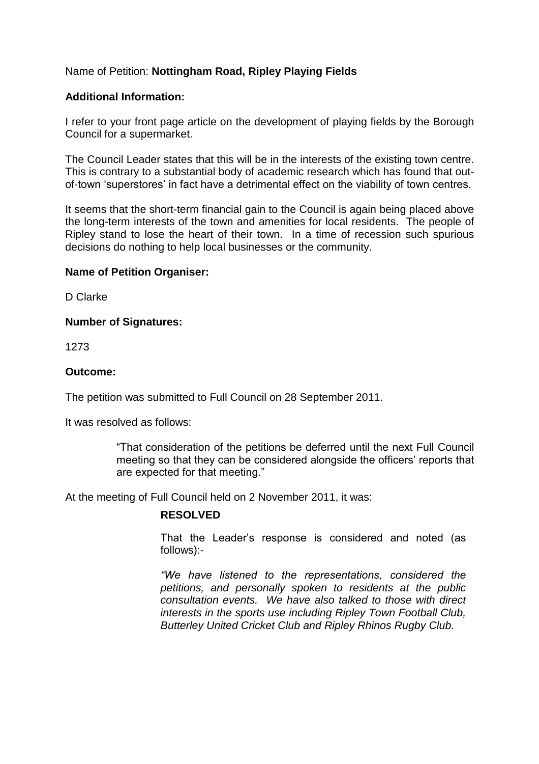Name of Petition: **Nottingham Road, Ripley Playing Fields**

**Additional Information:**

I refer to your front page article on the development of playing fields by the Borough Council for a supermarket.

The Council Leader states that this will be in the interests of the existing town centre. This is contrary to a substantial body of academic research which has found that out-of-town 'superstores' in fact have a detrimental effect on the viability of town centres.

It seems that the short-term financial gain to the Council is again being placed above the long-term interests of the town and amenities for local residents. The people of Ripley stand to lose the heart of their town. In a time of recession such spurious decisions do nothing to help local businesses or the community.

**Name of Petition Organiser:**

D Clarke

**Number of Signatures:**

1273

**Outcome:**

The petition was submitted to Full Council on 28 September 2011.

It was resolved as follows:

> "That consideration of the petitions be deferred until the next Full Council meeting so that they can be considered alongside the officers' reports that are expected for that meeting."

At the meeting of Full Council held on 2 November 2011, it was:

> **RESOLVED**
>
> That the Leader's response is considered and noted (as follows):-
>
> *"We have listened to the representations, considered the petitions, and personally spoken to residents at the public consultation events. We have also talked to those with direct interests in the sports use including Ripley Town Football Club, Butterley United Cricket Club and Ripley Rhinos Rugby Club.*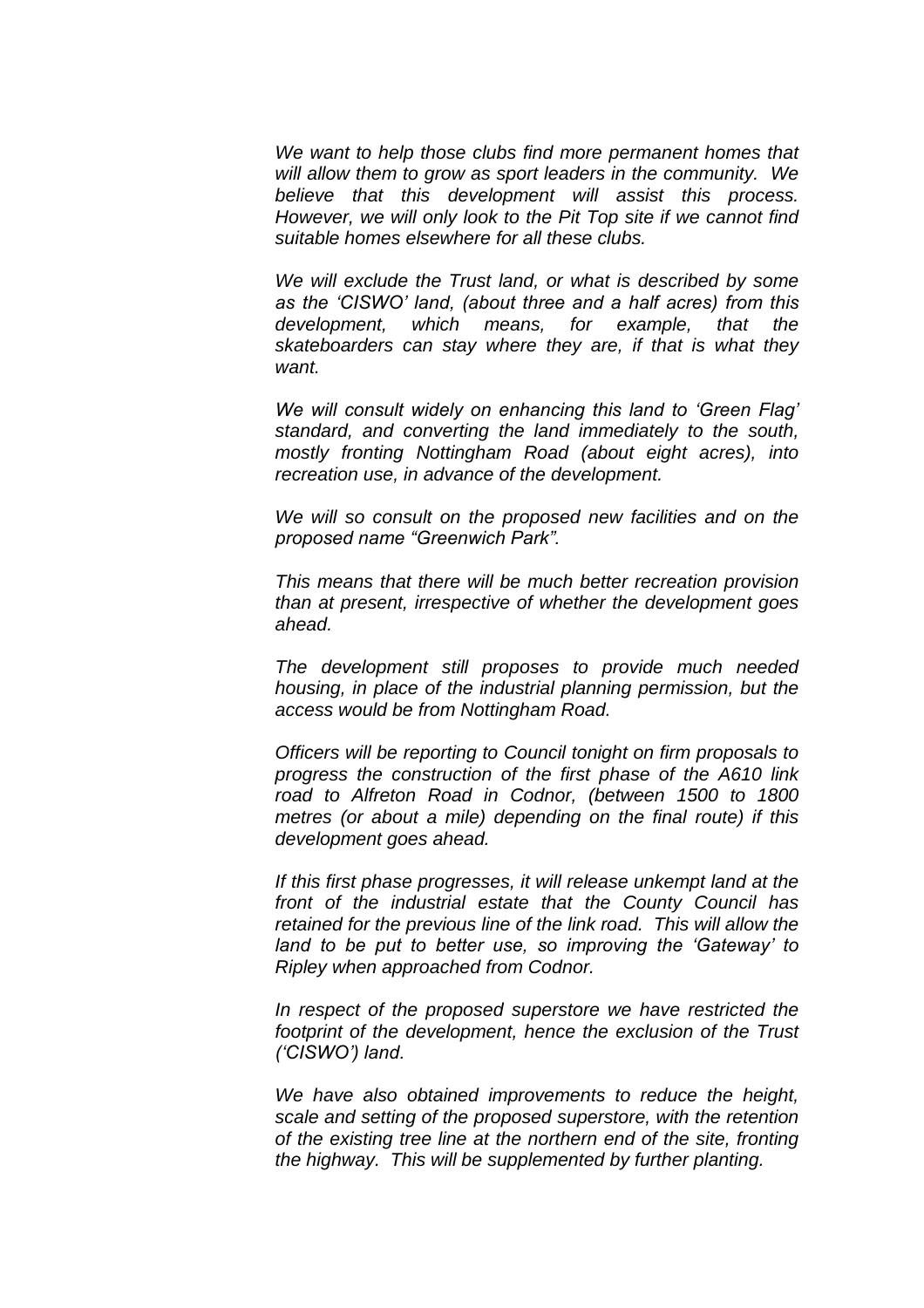*We want to help those clubs find more permanent homes that will allow them to grow as sport leaders in the community. We believe that this development will assist this process. However, we will only look to the Pit Top site if we cannot find suitable homes elsewhere for all these clubs.*

*We will exclude the Trust land, or what is described by some as the 'CISWO' land, (about three and a half acres) from this development, which means, for example, that the skateboarders can stay where they are, if that is what they want.*

*We will consult widely on enhancing this land to 'Green Flag' standard, and converting the land immediately to the south, mostly fronting Nottingham Road (about eight acres), into recreation use, in advance of the development.*

*We will so consult on the proposed new facilities and on the proposed name "Greenwich Park".*

*This means that there will be much better recreation provision than at present, irrespective of whether the development goes ahead.*

*The development still proposes to provide much needed housing, in place of the industrial planning permission, but the access would be from Nottingham Road.*

*Officers will be reporting to Council tonight on firm proposals to progress the construction of the first phase of the A610 link road to Alfreton Road in Codnor, (between 1500 to 1800 metres (or about a mile) depending on the final route) if this development goes ahead.*

*If this first phase progresses, it will release unkempt land at the front of the industrial estate that the County Council has retained for the previous line of the link road. This will allow the land to be put to better use, so improving the 'Gateway' to Ripley when approached from Codnor.*

*In respect of the proposed superstore we have restricted the footprint of the development, hence the exclusion of the Trust ('CISWO') land.*

*We have also obtained improvements to reduce the height, scale and setting of the proposed superstore, with the retention of the existing tree line at the northern end of the site, fronting the highway. This will be supplemented by further planting.*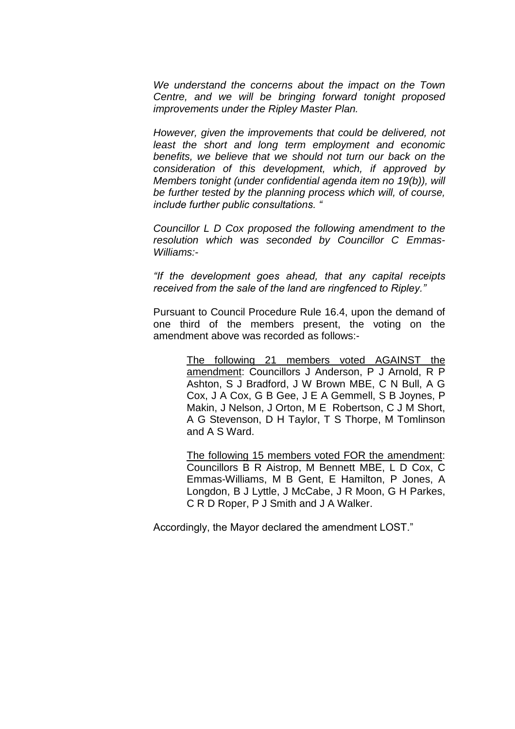*We understand the concerns about the impact on the Town Centre, and we will be bringing forward tonight proposed improvements under the Ripley Master Plan.*

*However, given the improvements that could be delivered, not least the short and long term employment and economic benefits, we believe that we should not turn our back on the consideration of this development, which, if approved by Members tonight (under confidential agenda item no 19(b)), will be further tested by the planning process which will, of course, include further public consultations. "*

*Councillor L D Cox proposed the following amendment to the resolution which was seconded by Councillor C Emmas-Williams:-*

*"If the development goes ahead, that any capital receipts received from the sale of the land are ringfenced to Ripley."*

Pursuant to Council Procedure Rule 16.4, upon the demand of one third of the members present, the voting on the amendment above was recorded as follows:-

> <u>The following 21 members voted AGAINST the amendment</u>: Councillors J Anderson, P J Arnold, R P Ashton, S J Bradford, J W Brown MBE, C N Bull, A G Cox, J A Cox, G B Gee, J E A Gemmell, S B Joynes, P Makin, J Nelson, J Orton, M E Robertson, C J M Short, A G Stevenson, D H Taylor, T S Thorpe, M Tomlinson and A S Ward.
>
> <u>The following 15 members voted FOR the amendment</u>: Councillors B R Aistrop, M Bennett MBE, L D Cox, C Emmas-Williams, M B Gent, E Hamilton, P Jones, A Longdon, B J Lyttle, J McCabe, J R Moon, G H Parkes, C R D Roper, P J Smith and J A Walker.

Accordingly, the Mayor declared the amendment LOST."